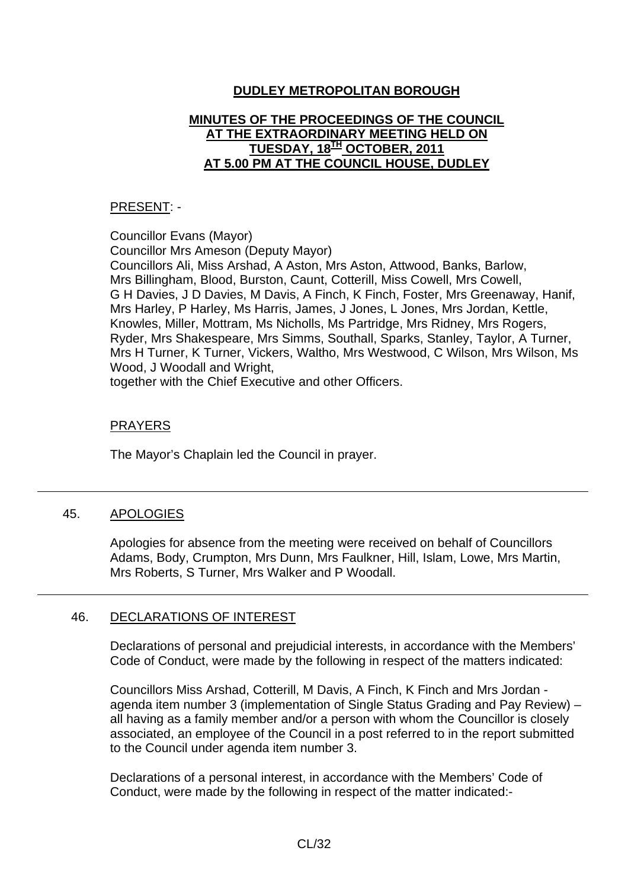# DUDLEY METROPOLITAN BOROUGH

## MINUTES OF THE PROCEEDINGS OF THE COUNCIL AT THE EXTRAORDINARY MEETING HELD ON TUESDAY, 18TH OCTOBER, 2011 AT 5.00 PM AT THE COUNCIL HOUSE, DUDLEY

PRESENT: -

Councillor Evans (Mayor)
Councillor Mrs Ameson (Deputy Mayor)
Councillors Ali, Miss Arshad, A Aston, Mrs Aston, Attwood, Banks, Barlow, Mrs Billingham, Blood, Burston, Caunt, Cotterill, Miss Cowell, Mrs Cowell, G H Davies, J D Davies, M Davis, A Finch, K Finch, Foster, Mrs Greenaway, Hanif, Mrs Harley, P Harley, Ms Harris, James, J Jones, L Jones, Mrs Jordan, Kettle, Knowles, Miller, Mottram, Ms Nicholls, Ms Partridge, Mrs Ridney, Mrs Rogers, Ryder, Mrs Shakespeare, Mrs Simms, Southall, Sparks, Stanley, Taylor, A Turner, Mrs H Turner, K Turner, Vickers, Waltho, Mrs Westwood, C Wilson, Mrs Wilson, Ms Wood, J Woodall and Wright,
together with the Chief Executive and other Officers.

PRAYERS

The Mayor's Chaplain led the Council in prayer.

---

45. APOLOGIES

Apologies for absence from the meeting were received on behalf of Councillors Adams, Body, Crumpton, Mrs Dunn, Mrs Faulkner, Hill, Islam, Lowe, Mrs Martin, Mrs Roberts, S Turner, Mrs Walker and P Woodall.

---

46. DECLARATIONS OF INTEREST

Declarations of personal and prejudicial interests, in accordance with the Members' Code of Conduct, were made by the following in respect of the matters indicated:

Councillors Miss Arshad, Cotterill, M Davis, A Finch, K Finch and Mrs Jordan - agenda item number 3 (implementation of Single Status Grading and Pay Review) – all having as a family member and/or a person with whom the Councillor is closely associated, an employee of the Council in a post referred to in the report submitted to the Council under agenda item number 3.

Declarations of a personal interest, in accordance with the Members' Code of Conduct, were made by the following in respect of the matter indicated:-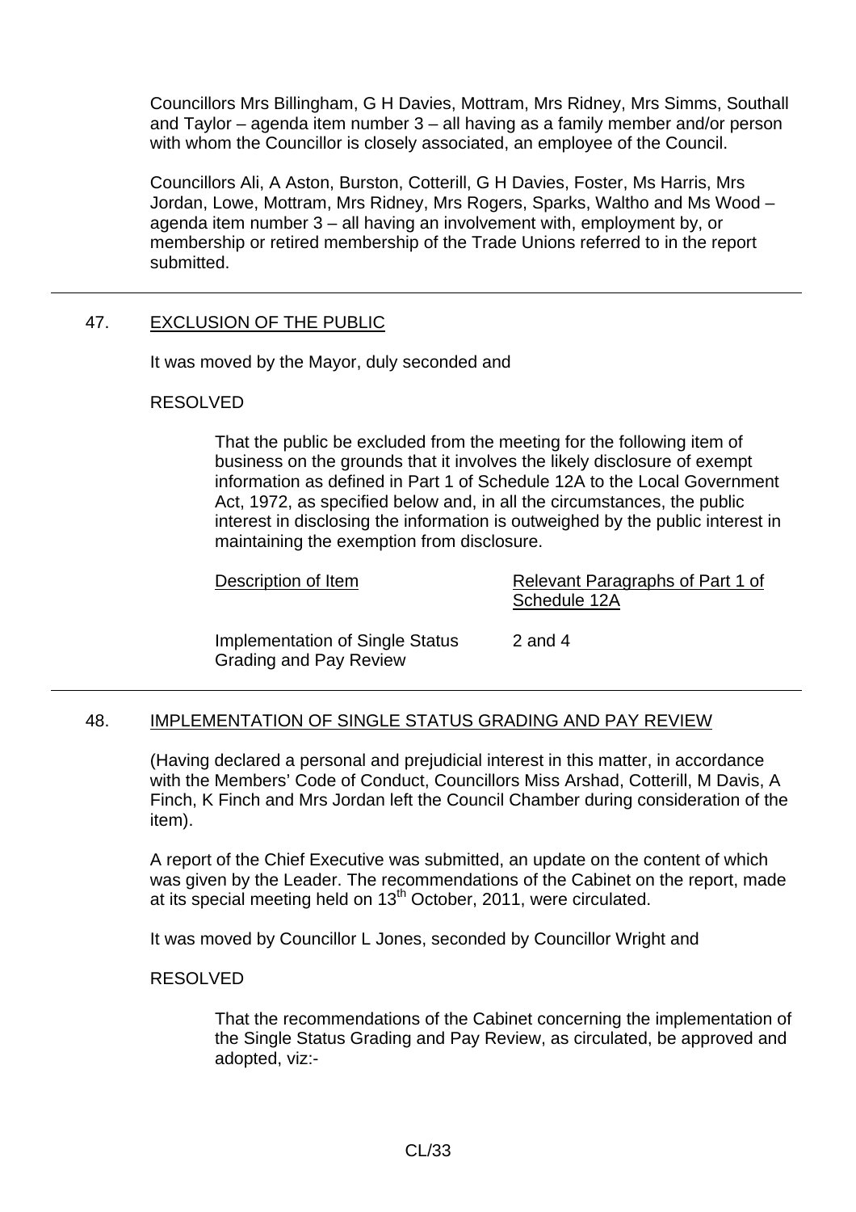Councillors Mrs Billingham, G H Davies, Mottram, Mrs Ridney, Mrs Simms, Southall and Taylor – agenda item number 3 – all having as a family member and/or person with whom the Councillor is closely associated, an employee of the Council.

Councillors Ali, A Aston, Burston, Cotterill, G H Davies, Foster, Ms Harris, Mrs Jordan, Lowe, Mottram, Mrs Ridney, Mrs Rogers, Sparks, Waltho and Ms Wood – agenda item number 3 – all having an involvement with, employment by, or membership or retired membership of the Trade Unions referred to in the report submitted.

---

## 47. EXCLUSION OF THE PUBLIC

It was moved by the Mayor, duly seconded and

RESOLVED

> That the public be excluded from the meeting for the following item of business on the grounds that it involves the likely disclosure of exempt information as defined in Part 1 of Schedule 12A to the Local Government Act, 1972, as specified below and, in all the circumstances, the public interest in disclosing the information is outweighed by the public interest in maintaining the exemption from disclosure.

| Description of Item | Relevant Paragraphs of Part 1 of Schedule 12A |
|---|---|
| Implementation of Single Status Grading and Pay Review | 2 and 4 |

---

## 48. IMPLEMENTATION OF SINGLE STATUS GRADING AND PAY REVIEW

(Having declared a personal and prejudicial interest in this matter, in accordance with the Members' Code of Conduct, Councillors Miss Arshad, Cotterill, M Davis, A Finch, K Finch and Mrs Jordan left the Council Chamber during consideration of the item).

A report of the Chief Executive was submitted, an update on the content of which was given by the Leader. The recommendations of the Cabinet on the report, made at its special meeting held on 13th October, 2011, were circulated.

It was moved by Councillor L Jones, seconded by Councillor Wright and

RESOLVED

> That the recommendations of the Cabinet concerning the implementation of the Single Status Grading and Pay Review, as circulated, be approved and adopted, viz:-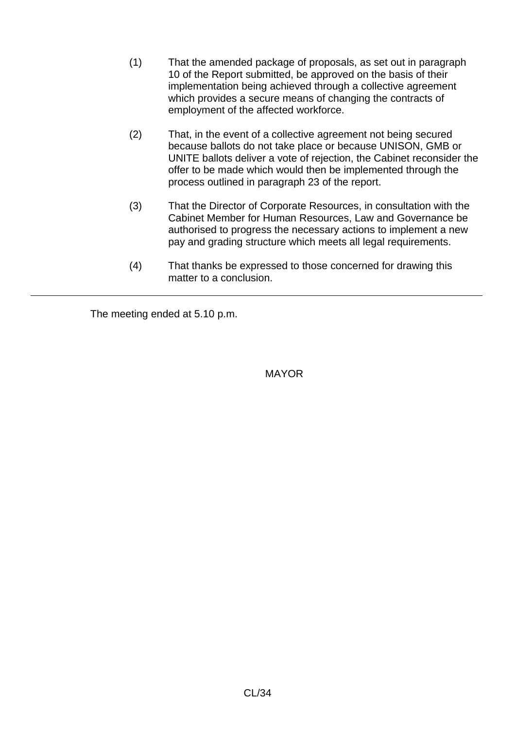(1) That the amended package of proposals, as set out in paragraph 10 of the Report submitted, be approved on the basis of their implementation being achieved through a collective agreement which provides a secure means of changing the contracts of employment of the affected workforce.

(2) That, in the event of a collective agreement not being secured because ballots do not take place or because UNISON, GMB or UNITE ballots deliver a vote of rejection, the Cabinet reconsider the offer to be made which would then be implemented through the process outlined in paragraph 23 of the report.

(3) That the Director of Corporate Resources, in consultation with the Cabinet Member for Human Resources, Law and Governance be authorised to progress the necessary actions to implement a new pay and grading structure which meets all legal requirements.

(4) That thanks be expressed to those concerned for drawing this matter to a conclusion.

---

The meeting ended at 5.10 p.m.

MAYOR